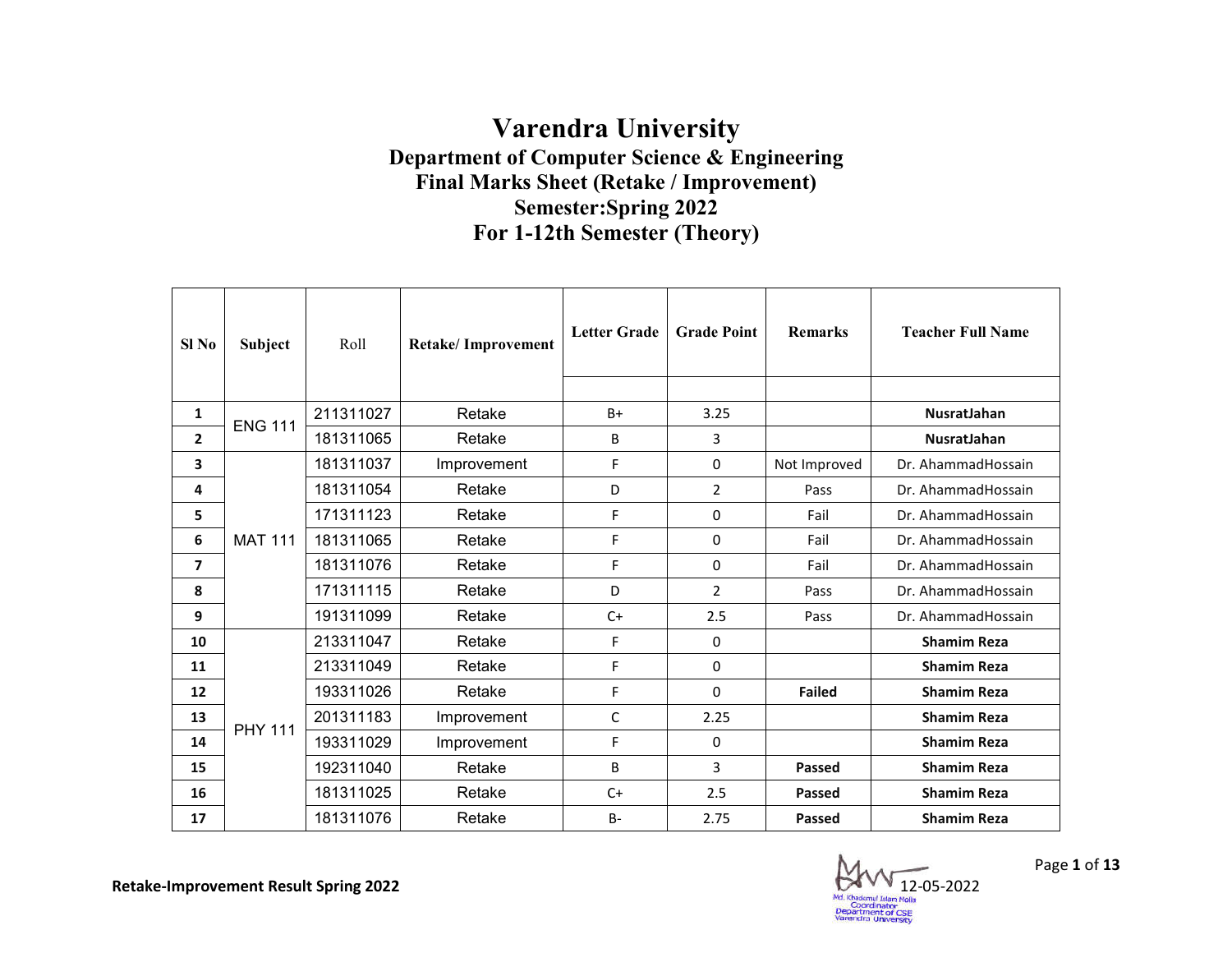# Varendra University

## Department of Computer Science & Engineering

## Final Marks Sheet (Retake / Improvement)

## Semester:Spring 2022

## For 1-12th Semester (Theory)

| Sl No | Subject | Roll | Retake/ Improvement | Letter Grade | Grade Point | Remarks | Teacher Full Name |
|---|---|---|---|---|---|---|---|
| 1 | ENG 111 | 211311027 | Retake | B+ | 3.25 | | **NusratJahan** |
| 2 | | 181311065 | Retake | B | 3 | | **NusratJahan** |
| 3 | MAT 111 | 181311037 | Improvement | F | 0 | Not Improved | Dr. AhammadHossain |
| 4 | | 181311054 | Retake | D | 2 | Pass | Dr. AhammadHossain |
| 5 | | 171311123 | Retake | F | 0 | Fail | Dr. AhammadHossain |
| 6 | | 181311065 | Retake | F | 0 | Fail | Dr. AhammadHossain |
| 7 | | 181311076 | Retake | F | 0 | Fail | Dr. AhammadHossain |
| 8 | | 171311115 | Retake | D | 2 | Pass | Dr. AhammadHossain |
| 9 | | 191311099 | Retake | C+ | 2.5 | Pass | Dr. AhammadHossain |
| 10 | PHY 111 | 213311047 | Retake | F | 0 | | **Shamim Reza** |
| 11 | | 213311049 | Retake | F | 0 | | **Shamim Reza** |
| 12 | | 193311026 | Retake | F | 0 | **Failed** | **Shamim Reza** |
| 13 | | 201311183 | Improvement | C | 2.25 | | **Shamim Reza** |
| 14 | | 193311029 | Improvement | F | 0 | | **Shamim Reza** |
| 15 | | 192311040 | Retake | B | 3 | **Passed** | **Shamim Reza** |
| 16 | | 181311025 | Retake | C+ | 2.5 | **Passed** | **Shamim Reza** |
| 17 | | 181311076 | Retake | B- | 2.75 | **Passed** | **Shamim Reza** |

**Retake-Improvement Result Spring 2022**

12-05-2022

Md. Khademul Islam Molla
Coordinator
Department of CSE
Varendra University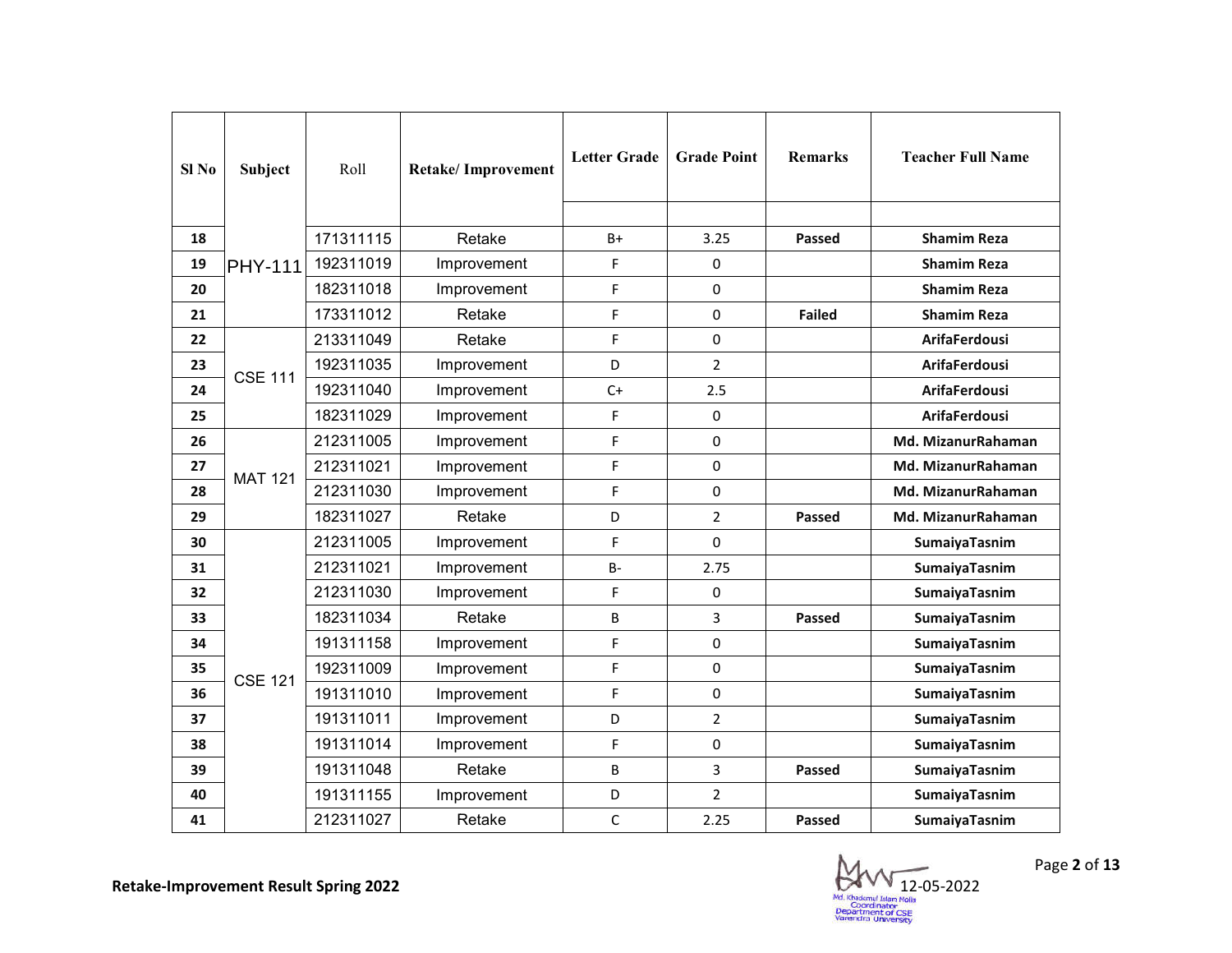| Sl No | Subject | Roll | Retake/ Improvement | Letter Grade | Grade Point | Remarks | Teacher Full Name |
|---|---|---|---|---|---|---|---|
| 18 | PHY-111 | 171311115 | Retake | B+ | 3.25 | Passed | Shamim Reza |
| 19 | | 192311019 | Improvement | F | 0 | | Shamim Reza |
| 20 | | 182311018 | Improvement | F | 0 | | Shamim Reza |
| 21 | | 173311012 | Retake | F | 0 | Failed | Shamim Reza |
| 22 | CSE 111 | 213311049 | Retake | F | 0 | | ArifaFerdousi |
| 23 | | 192311035 | Improvement | D | 2 | | ArifaFerdousi |
| 24 | | 192311040 | Improvement | C+ | 2.5 | | ArifaFerdousi |
| 25 | | 182311029 | Improvement | F | 0 | | ArifaFerdousi |
| 26 | MAT 121 | 212311005 | Improvement | F | 0 | | Md. MizanurRahaman |
| 27 | | 212311021 | Improvement | F | 0 | | Md. MizanurRahaman |
| 28 | | 212311030 | Improvement | F | 0 | | Md. MizanurRahaman |
| 29 | | 182311027 | Retake | D | 2 | Passed | Md. MizanurRahaman |
| 30 | CSE 121 | 212311005 | Improvement | F | 0 | | SumaiyaTasnim |
| 31 | | 212311021 | Improvement | B- | 2.75 | | SumaiyaTasnim |
| 32 | | 212311030 | Improvement | F | 0 | | SumaiyaTasnim |
| 33 | | 182311034 | Retake | B | 3 | Passed | SumaiyaTasnim |
| 34 | | 191311158 | Improvement | F | 0 | | SumaiyaTasnim |
| 35 | | 192311009 | Improvement | F | 0 | | SumaiyaTasnim |
| 36 | | 191311010 | Improvement | F | 0 | | SumaiyaTasnim |
| 37 | | 191311011 | Improvement | D | 2 | | SumaiyaTasnim |
| 38 | | 191311014 | Improvement | F | 0 | | SumaiyaTasnim |
| 39 | | 191311048 | Retake | B | 3 | Passed | SumaiyaTasnim |
| 40 | | 191311155 | Improvement | D | 2 | | SumaiyaTasnim |
| 41 | | 212311027 | Retake | C | 2.25 | Passed | SumaiyaTasnim |

**Retake-Improvement Result Spring 2022**

12-05-2022

Md. Khademul Islam Molla
Coordinator
Department of CSE
Varendra University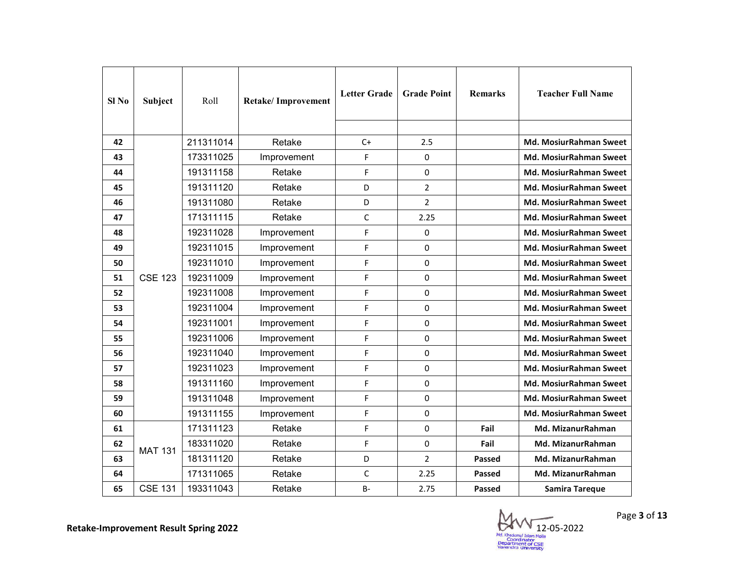| Sl No | Subject | Roll | Retake/ Improvement | Letter Grade | Grade Point | Remarks | Teacher Full Name |
|---|---|---|---|---|---|---|---|
| 42 | CSE 123 | 211311014 | Retake | C+ | 2.5 | | Md. MosiurRahman Sweet |
| 43 | | 173311025 | Improvement | F | 0 | | Md. MosiurRahman Sweet |
| 44 | | 191311158 | Retake | F | 0 | | Md. MosiurRahman Sweet |
| 45 | | 191311120 | Retake | D | 2 | | Md. MosiurRahman Sweet |
| 46 | | 191311080 | Retake | D | 2 | | Md. MosiurRahman Sweet |
| 47 | | 171311115 | Retake | C | 2.25 | | Md. MosiurRahman Sweet |
| 48 | | 192311028 | Improvement | F | 0 | | Md. MosiurRahman Sweet |
| 49 | | 192311015 | Improvement | F | 0 | | Md. MosiurRahman Sweet |
| 50 | | 192311010 | Improvement | F | 0 | | Md. MosiurRahman Sweet |
| 51 | | 192311009 | Improvement | F | 0 | | Md. MosiurRahman Sweet |
| 52 | | 192311008 | Improvement | F | 0 | | Md. MosiurRahman Sweet |
| 53 | | 192311004 | Improvement | F | 0 | | Md. MosiurRahman Sweet |
| 54 | | 192311001 | Improvement | F | 0 | | Md. MosiurRahman Sweet |
| 55 | | 192311006 | Improvement | F | 0 | | Md. MosiurRahman Sweet |
| 56 | | 192311040 | Improvement | F | 0 | | Md. MosiurRahman Sweet |
| 57 | | 192311023 | Improvement | F | 0 | | Md. MosiurRahman Sweet |
| 58 | | 191311160 | Improvement | F | 0 | | Md. MosiurRahman Sweet |
| 59 | | 191311048 | Improvement | F | 0 | | Md. MosiurRahman Sweet |
| 60 | | 191311155 | Improvement | F | 0 | | Md. MosiurRahman Sweet |
| 61 | MAT 131 | 171311123 | Retake | F | 0 | Fail | Md. MizanurRahman |
| 62 | | 183311020 | Retake | F | 0 | Fail | Md. MizanurRahman |
| 63 | | 181311120 | Retake | D | 2 | Passed | Md. MizanurRahman |
| 64 | | 171311065 | Retake | C | 2.25 | Passed | Md. MizanurRahman |
| 65 | CSE 131 | 193311043 | Retake | B- | 2.75 | Passed | Samira Tareque |

**Retake-Improvement Result Spring 2022**

12-05-2022

Md. Khademul Islam Molla
Coordinator
Department of CSE
Varendra University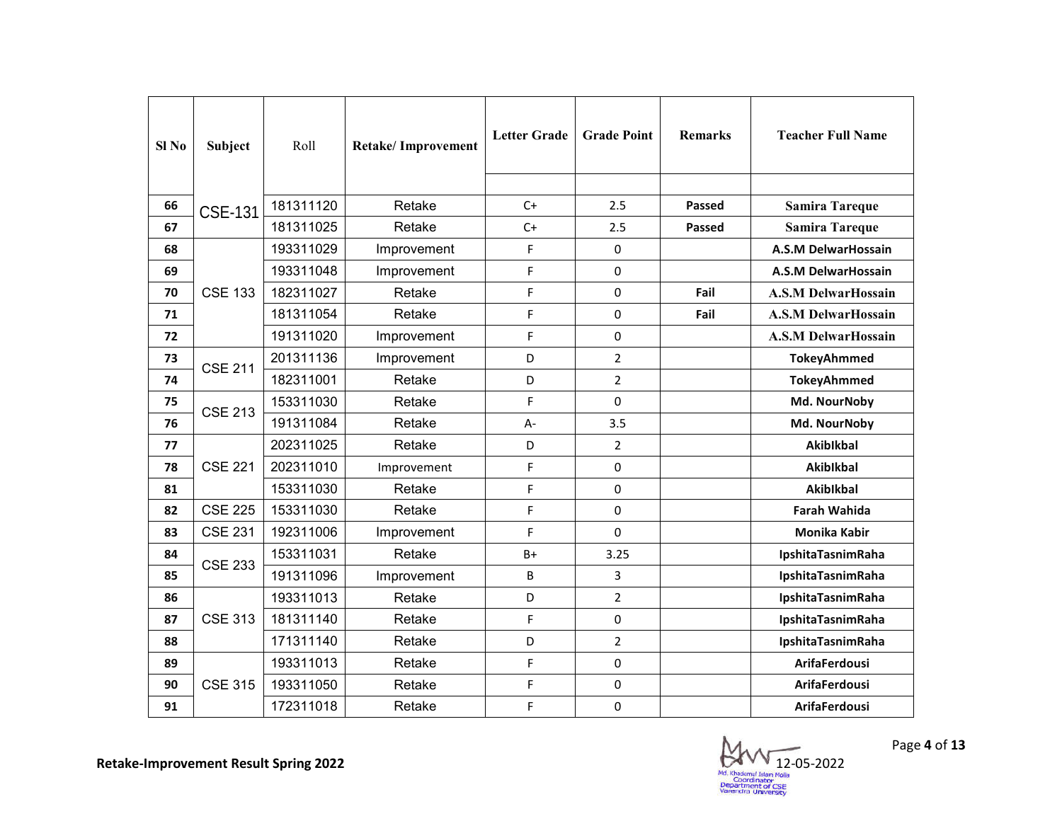| Sl No | Subject | Roll | Retake/ Improvement | Letter Grade | Grade Point | Remarks | Teacher Full Name |
|---|---|---|---|---|---|---|---|
| 66 | CSE-131 | 181311120 | Retake | C+ | 2.5 | Passed | Samira Tareque |
| 67 | | 181311025 | Retake | C+ | 2.5 | Passed | Samira Tareque |
| 68 | CSE 133 | 193311029 | Improvement | F | 0 | | A.S.M DelwarHossain |
| 69 | | 193311048 | Improvement | F | 0 | | A.S.M DelwarHossain |
| 70 | | 182311027 | Retake | F | 0 | Fail | A.S.M DelwarHossain |
| 71 | | 181311054 | Retake | F | 0 | Fail | A.S.M DelwarHossain |
| 72 | | 191311020 | Improvement | F | 0 | | A.S.M DelwarHossain |
| 73 | CSE 211 | 201311136 | Improvement | D | 2 | | TokeyAhmmed |
| 74 | | 182311001 | Retake | D | 2 | | TokeyAhmmed |
| 75 | CSE 213 | 153311030 | Retake | F | 0 | | Md. NourNoby |
| 76 | | 191311084 | Retake | A- | 3.5 | | Md. NourNoby |
| 77 | CSE 221 | 202311025 | Retake | D | 2 | | AkibIkbal |
| 78 | | 202311010 | Improvement | F | 0 | | AkibIkbal |
| 81 | | 153311030 | Retake | F | 0 | | AkibIkbal |
| 82 | CSE 225 | 153311030 | Retake | F | 0 | | Farah Wahida |
| 83 | CSE 231 | 192311006 | Improvement | F | 0 | | Monika Kabir |
| 84 | CSE 233 | 153311031 | Retake | B+ | 3.25 | | IpshitaTasnimRaha |
| 85 | | 191311096 | Improvement | B | 3 | | IpshitaTasnimRaha |
| 86 | CSE 313 | 193311013 | Retake | D | 2 | | IpshitaTasnimRaha |
| 87 | | 181311140 | Retake | F | 0 | | IpshitaTasnimRaha |
| 88 | | 171311140 | Retake | D | 2 | | IpshitaTasnimRaha |
| 89 | CSE 315 | 193311013 | Retake | F | 0 | | ArifaFerdousi |
| 90 | | 193311050 | Retake | F | 0 | | ArifaFerdousi |
| 91 | | 172311018 | Retake | F | 0 | | ArifaFerdousi |

**Retake-Improvement Result Spring 2022**

12-05-2022

Md. Khademul Islam Molla
Coordinator
Department of CSE
Varendra University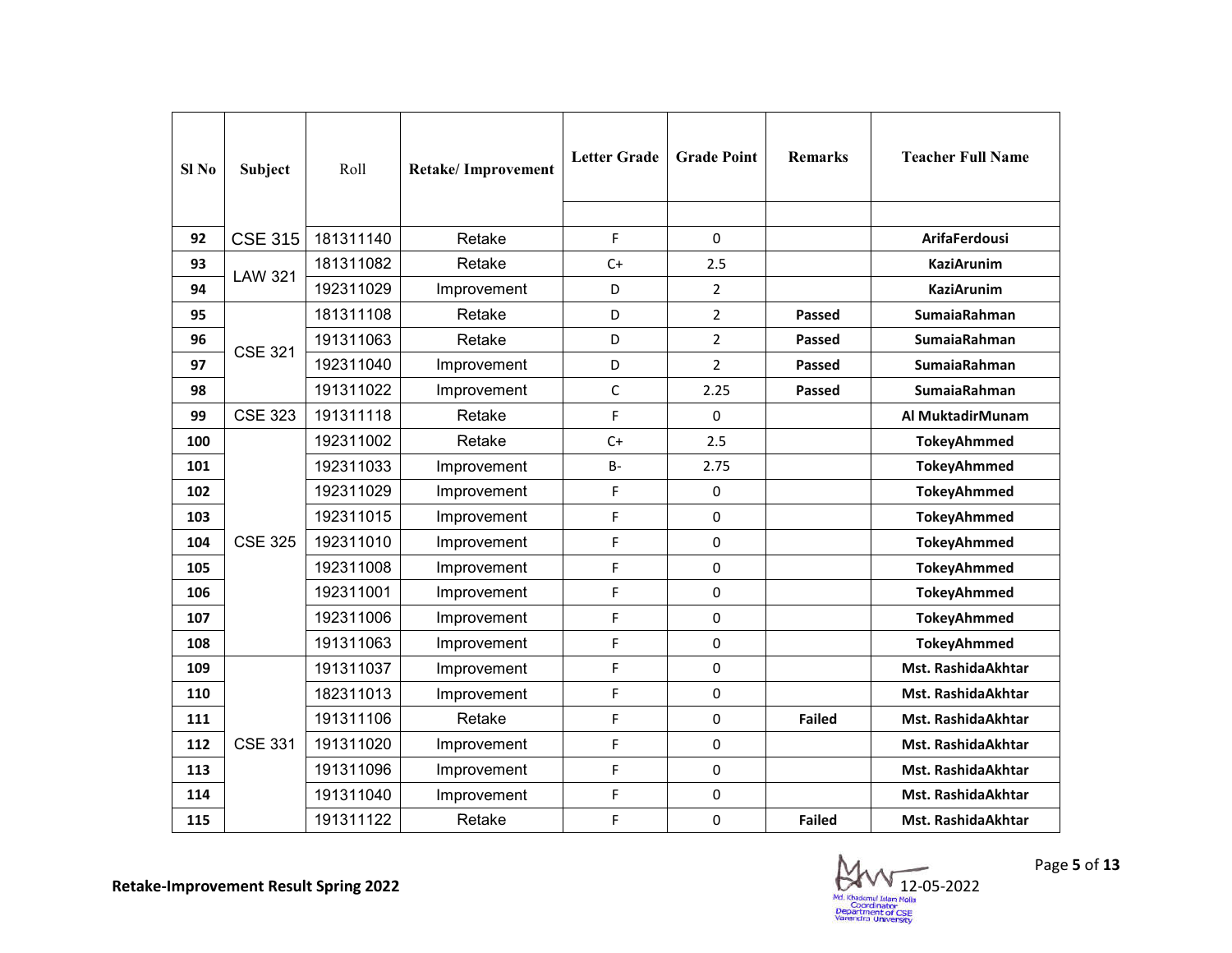| Sl No | Subject | Roll | Retake/ Improvement | Letter Grade | Grade Point | Remarks | Teacher Full Name |
|---|---|---|---|---|---|---|---|
| | | | | | | | |
| 92 | CSE 315 | 181311140 | Retake | F | 0 | | ArifaFerdousi |
| 93 | LAW 321 | 181311082 | Retake | C+ | 2.5 | | KaziArunim |
| 94 | | 192311029 | Improvement | D | 2 | | KaziArunim |
| 95 | CSE 321 | 181311108 | Retake | D | 2 | Passed | SumaiaRahman |
| 96 | | 191311063 | Retake | D | 2 | Passed | SumaiaRahman |
| 97 | | 192311040 | Improvement | D | 2 | Passed | SumaiaRahman |
| 98 | | 191311022 | Improvement | C | 2.25 | Passed | SumaiaRahman |
| 99 | CSE 323 | 191311118 | Retake | F | 0 | | Al MuktadirMunam |
| 100 | CSE 325 | 192311002 | Retake | C+ | 2.5 | | TokeyAhmmed |
| 101 | | 192311033 | Improvement | B- | 2.75 | | TokeyAhmmed |
| 102 | | 192311029 | Improvement | F | 0 | | TokeyAhmmed |
| 103 | | 192311015 | Improvement | F | 0 | | TokeyAhmmed |
| 104 | | 192311010 | Improvement | F | 0 | | TokeyAhmmed |
| 105 | | 192311008 | Improvement | F | 0 | | TokeyAhmmed |
| 106 | | 192311001 | Improvement | F | 0 | | TokeyAhmmed |
| 107 | | 192311006 | Improvement | F | 0 | | TokeyAhmmed |
| 108 | | 191311063 | Improvement | F | 0 | | TokeyAhmmed |
| 109 | CSE 331 | 191311037 | Improvement | F | 0 | | Mst. RashidaAkhtar |
| 110 | | 182311013 | Improvement | F | 0 | | Mst. RashidaAkhtar |
| 111 | | 191311106 | Retake | F | 0 | Failed | Mst. RashidaAkhtar |
| 112 | | 191311020 | Improvement | F | 0 | | Mst. RashidaAkhtar |
| 113 | | 191311096 | Improvement | F | 0 | | Mst. RashidaAkhtar |
| 114 | | 191311040 | Improvement | F | 0 | | Mst. RashidaAkhtar |
| 115 | | 191311122 | Retake | F | 0 | Failed | Mst. RashidaAkhtar |

**Retake-Improvement Result Spring 2022**

12-05-2022

Md. Khademul Islam Molla
Coordinator
Department of CSE
Varendra University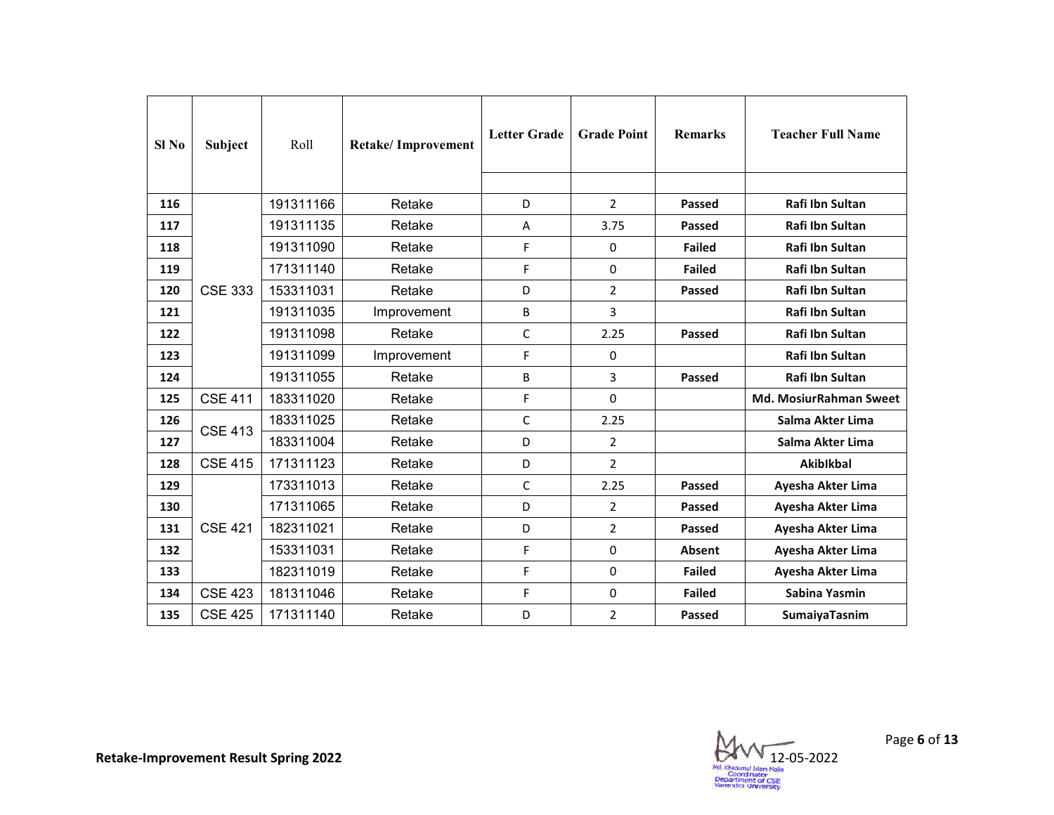| Sl No | Subject | Roll | Retake/ Improvement | Letter Grade | Grade Point | Remarks | Teacher Full Name |
|---|---|---|---|---|---|---|---|
| 116 | CSE 333 | 191311166 | Retake | D | 2 | **Passed** | **Rafi Ibn Sultan** |
| 117 | | 191311135 | Retake | A | 3.75 | **Passed** | **Rafi Ibn Sultan** |
| 118 | | 191311090 | Retake | F | 0 | **Failed** | **Rafi Ibn Sultan** |
| 119 | | 171311140 | Retake | F | 0 | **Failed** | **Rafi Ibn Sultan** |
| 120 | | 153311031 | Retake | D | 2 | **Passed** | **Rafi Ibn Sultan** |
| 121 | | 191311035 | Improvement | B | 3 | | **Rafi Ibn Sultan** |
| 122 | | 191311098 | Retake | C | 2.25 | **Passed** | **Rafi Ibn Sultan** |
| 123 | | 191311099 | Improvement | F | 0 | | **Rafi Ibn Sultan** |
| 124 | | 191311055 | Retake | B | 3 | **Passed** | **Rafi Ibn Sultan** |
| 125 | CSE 411 | 183311020 | Retake | F | 0 | | **Md. MosiurRahman Sweet** |
| 126 | CSE 413 | 183311025 | Retake | C | 2.25 | | **Salma Akter Lima** |
| 127 | | 183311004 | Retake | D | 2 | | **Salma Akter Lima** |
| 128 | CSE 415 | 171311123 | Retake | D | 2 | | **AkibIkbal** |
| 129 | CSE 421 | 173311013 | Retake | C | 2.25 | **Passed** | **Ayesha Akter Lima** |
| 130 | | 171311065 | Retake | D | 2 | **Passed** | **Ayesha Akter Lima** |
| 131 | | 182311021 | Retake | D | 2 | **Passed** | **Ayesha Akter Lima** |
| 132 | | 153311031 | Retake | F | 0 | **Absent** | **Ayesha Akter Lima** |
| 133 | | 182311019 | Retake | F | 0 | **Failed** | **Ayesha Akter Lima** |
| 134 | CSE 423 | 181311046 | Retake | F | 0 | **Failed** | **Sabina Yasmin** |
| 135 | CSE 425 | 171311140 | Retake | D | 2 | **Passed** | **SumaiyaTasnim** |

**Retake-Improvement Result Spring 2022**

12-05-2022

Md. Khademul Islam Molla
Coordinator
Department of CSE
Varendra University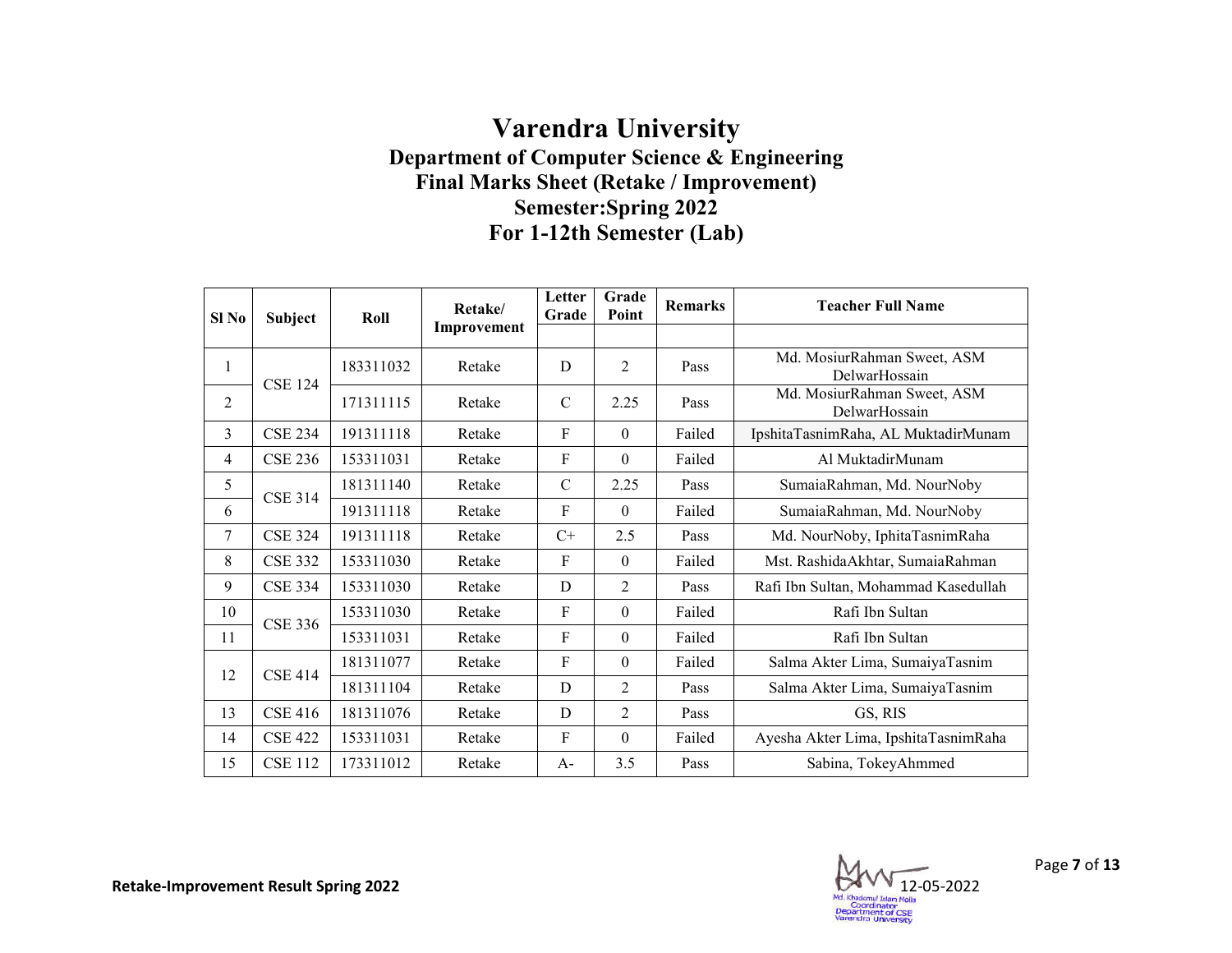# Varendra University

## Department of Computer Science & Engineering

## Final Marks Sheet (Retake / Improvement)

## Semester:Spring 2022

## For 1-12th Semester (Lab)

| Sl No | Subject | Roll | Retake/ Improvement | Letter Grade | Grade Point | Remarks | Teacher Full Name |
|---|---|---|---|---|---|---|---|
| 1 | CSE 124 | 183311032 | Retake | D | 2 | Pass | Md. MosiurRahman Sweet, ASM DelwarHossain |
| 2 | | 171311115 | Retake | C | 2.25 | Pass | Md. MosiurRahman Sweet, ASM DelwarHossain |
| 3 | CSE 234 | 191311118 | Retake | F | 0 | Failed | IpshitaTasnimRaha, AL MuktadirMunam |
| 4 | CSE 236 | 153311031 | Retake | F | 0 | Failed | Al MuktadirMunam |
| 5 | CSE 314 | 181311140 | Retake | C | 2.25 | Pass | SumaiaRahman, Md. NourNoby |
| 6 | | 191311118 | Retake | F | 0 | Failed | SumaiaRahman, Md. NourNoby |
| 7 | CSE 324 | 191311118 | Retake | C+ | 2.5 | Pass | Md. NourNoby, IphitaTasnimRaha |
| 8 | CSE 332 | 153311030 | Retake | F | 0 | Failed | Mst. RashidaAkhtar, SumaiaRahman |
| 9 | CSE 334 | 153311030 | Retake | D | 2 | Pass | Rafi Ibn Sultan, Mohammad Kasedullah |
| 10 | CSE 336 | 153311030 | Retake | F | 0 | Failed | Rafi Ibn Sultan |
| 11 | | 153311031 | Retake | F | 0 | Failed | Rafi Ibn Sultan |
| 12 | CSE 414 | 181311077 | Retake | F | 0 | Failed | Salma Akter Lima, SumaiyaTasnim |
| | | 181311104 | Retake | D | 2 | Pass | Salma Akter Lima, SumaiyaTasnim |
| 13 | CSE 416 | 181311076 | Retake | D | 2 | Pass | GS, RIS |
| 14 | CSE 422 | 153311031 | Retake | F | 0 | Failed | Ayesha Akter Lima, IpshitaTasnimRaha |
| 15 | CSE 112 | 173311012 | Retake | A- | 3.5 | Pass | Sabina, TokeyAhmmed |

Retake-Improvement Result Spring 2022

12-05-2022

Md. Khademul Islam Molla
Coordinator
Department of CSE
Varendra University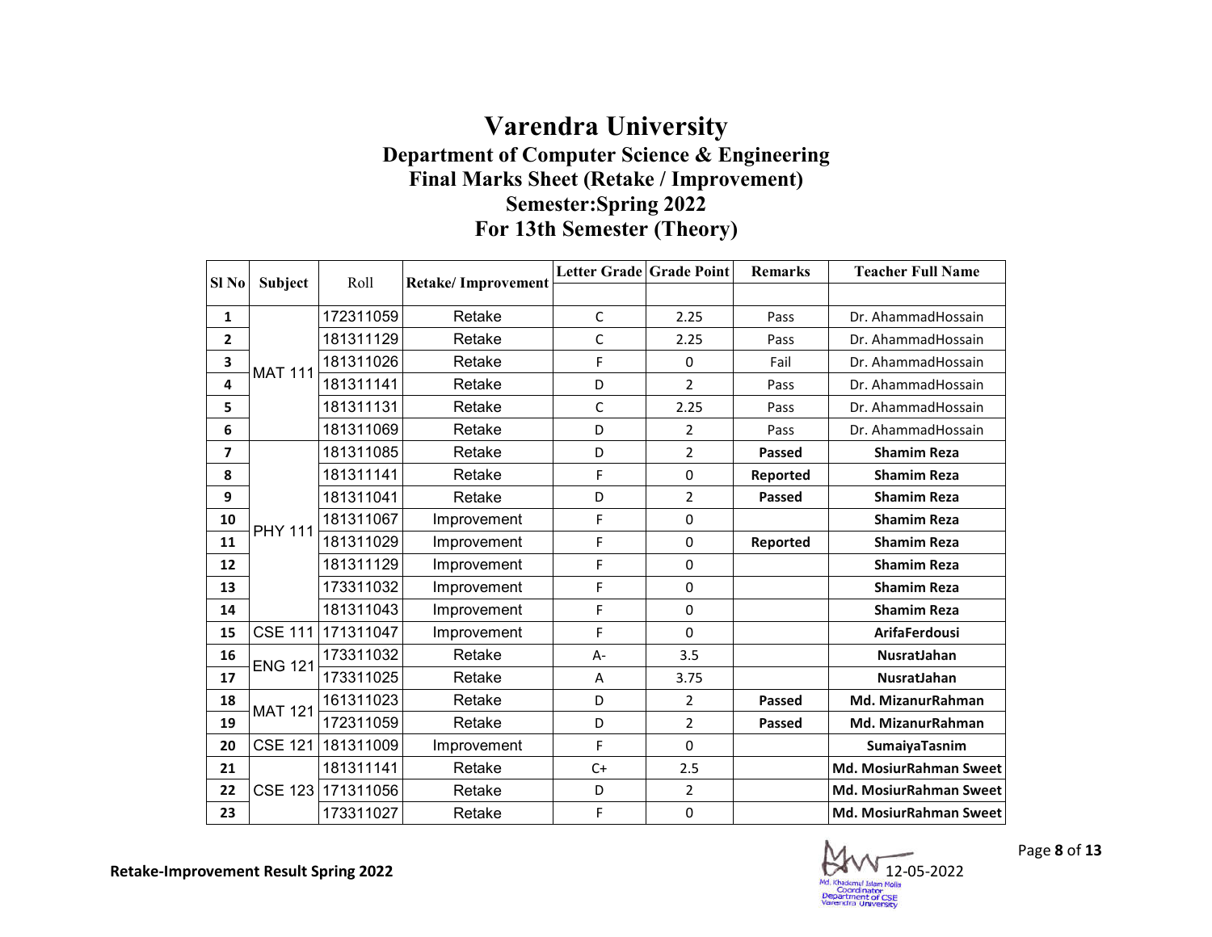# Varendra University

## Department of Computer Science & Engineering

## Final Marks Sheet (Retake / Improvement)

## Semester:Spring 2022

## For 13th Semester (Theory)

| Sl No | Subject | Roll | Retake/ Improvement | Letter Grade | Grade Point | Remarks | Teacher Full Name |
|---|---|---|---|---|---|---|---|
| 1 | MAT 111 | 172311059 | Retake | C | 2.25 | Pass | Dr. AhammadHossain |
| 2 | | 181311129 | Retake | C | 2.25 | Pass | Dr. AhammadHossain |
| 3 | | 181311026 | Retake | F | 0 | Fail | Dr. AhammadHossain |
| 4 | | 181311141 | Retake | D | 2 | Pass | Dr. AhammadHossain |
| 5 | | 181311131 | Retake | C | 2.25 | Pass | Dr. AhammadHossain |
| 6 | | 181311069 | Retake | D | 2 | Pass | Dr. AhammadHossain |
| 7 | PHY 111 | 181311085 | Retake | D | 2 | **Passed** | **Shamim Reza** |
| 8 | | 181311141 | Retake | F | 0 | **Reported** | **Shamim Reza** |
| 9 | | 181311041 | Retake | D | 2 | **Passed** | **Shamim Reza** |
| 10 | | 181311067 | Improvement | F | 0 | | **Shamim Reza** |
| 11 | | 181311029 | Improvement | F | 0 | **Reported** | **Shamim Reza** |
| 12 | | 181311129 | Improvement | F | 0 | | **Shamim Reza** |
| 13 | | 173311032 | Improvement | F | 0 | | **Shamim Reza** |
| 14 | | 181311043 | Improvement | F | 0 | | **Shamim Reza** |
| 15 | CSE 111 | 171311047 | Improvement | F | 0 | | **ArifaFerdousi** |
| 16 | ENG 121 | 173311032 | Retake | A- | 3.5 | | **NusratJahan** |
| 17 | | 173311025 | Retake | A | 3.75 | | **NusratJahan** |
| 18 | MAT 121 | 161311023 | Retake | D | 2 | **Passed** | **Md. MizanurRahman** |
| 19 | | 172311059 | Retake | D | 2 | **Passed** | **Md. MizanurRahman** |
| 20 | CSE 121 | 181311009 | Improvement | F | 0 | | **SumaiyaTasnim** |
| 21 | CSE 123 | 181311141 | Retake | C+ | 2.5 | | **Md. MosiurRahman Sweet** |
| 22 | | 171311056 | Retake | D | 2 | | **Md. MosiurRahman Sweet** |
| 23 | | 173311027 | Retake | F | 0 | | **Md. MosiurRahman Sweet** |

**Retake-Improvement Result Spring 2022**

12-05-2022

Md. Khademul Islam Molla
Coordinator
Department of CSE
Varendra University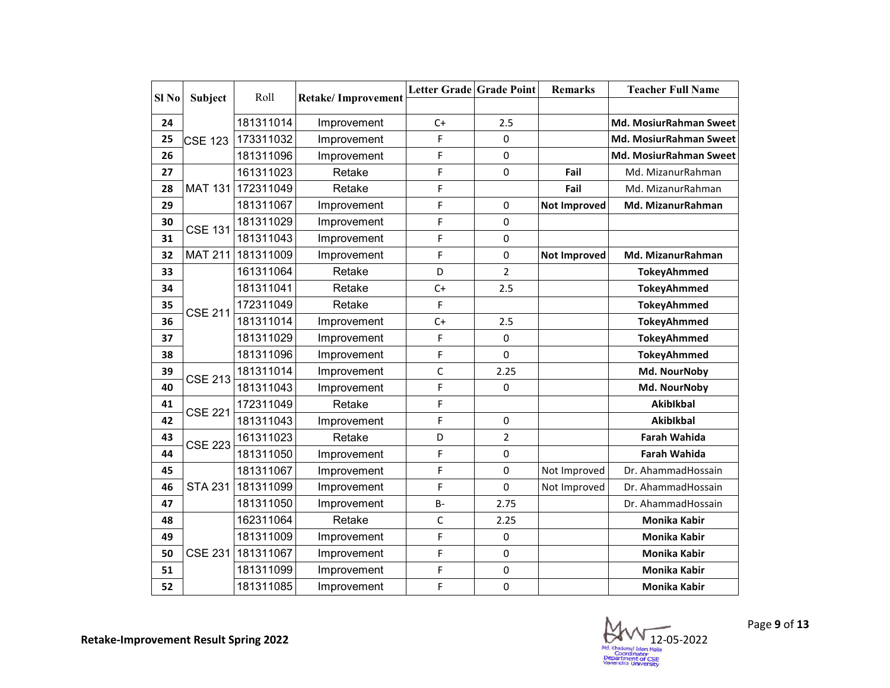| Sl No | Subject | Roll | Retake/ Improvement | Letter Grade | Grade Point | Remarks | Teacher Full Name |
|---|---|---|---|---|---|---|---|
| 24 | CSE 123 | 181311014 | Improvement | C+ | 2.5 | | **Md. MosiurRahman Sweet** |
| 25 | | 173311032 | Improvement | F | 0 | | **Md. MosiurRahman Sweet** |
| 26 | | 181311096 | Improvement | F | 0 | | **Md. MosiurRahman Sweet** |
| 27 | MAT 131 | 161311023 | Retake | F | 0 | **Fail** | Md. MizanurRahman |
| 28 | | 172311049 | Retake | F | | **Fail** | Md. MizanurRahman |
| 29 | | 181311067 | Improvement | F | 0 | **Not Improved** | **Md. MizanurRahman** |
| 30 | CSE 131 | 181311029 | Improvement | F | 0 | | |
| 31 | | 181311043 | Improvement | F | 0 | | |
| 32 | MAT 211 | 181311009 | Improvement | F | 0 | **Not Improved** | **Md. MizanurRahman** |
| 33 | CSE 211 | 161311064 | Retake | D | 2 | | **TokeyAhmmed** |
| 34 | | 181311041 | Retake | C+ | 2.5 | | **TokeyAhmmed** |
| 35 | | 172311049 | Retake | F | | | **TokeyAhmmed** |
| 36 | | 181311014 | Improvement | C+ | 2.5 | | **TokeyAhmmed** |
| 37 | | 181311029 | Improvement | F | 0 | | **TokeyAhmmed** |
| 38 | | 181311096 | Improvement | F | 0 | | **TokeyAhmmed** |
| 39 | CSE 213 | 181311014 | Improvement | C | 2.25 | | **Md. NourNoby** |
| 40 | | 181311043 | Improvement | F | 0 | | **Md. NourNoby** |
| 41 | CSE 221 | 172311049 | Retake | F | | | **AkibIkbal** |
| 42 | | 181311043 | Improvement | F | 0 | | **AkibIkbal** |
| 43 | CSE 223 | 161311023 | Retake | D | 2 | | **Farah Wahida** |
| 44 | | 181311050 | Improvement | F | 0 | | **Farah Wahida** |
| 45 | STA 231 | 181311067 | Improvement | F | 0 | Not Improved | Dr. AhammadHossain |
| 46 | | 181311099 | Improvement | F | 0 | Not Improved | Dr. AhammadHossain |
| 47 | | 181311050 | Improvement | B- | 2.75 | | Dr. AhammadHossain |
| 48 | CSE 231 | 162311064 | Retake | C | 2.25 | | **Monika Kabir** |
| 49 | | 181311009 | Improvement | F | 0 | | **Monika Kabir** |
| 50 | | 181311067 | Improvement | F | 0 | | **Monika Kabir** |
| 51 | | 181311099 | Improvement | F | 0 | | **Monika Kabir** |
| 52 | | 181311085 | Improvement | F | 0 | | **Monika Kabir** |

**Retake-Improvement Result Spring 2022**

12-05-2022
Md. Khademul Islam Molla
Coordinator
Department of CSE
Varendra University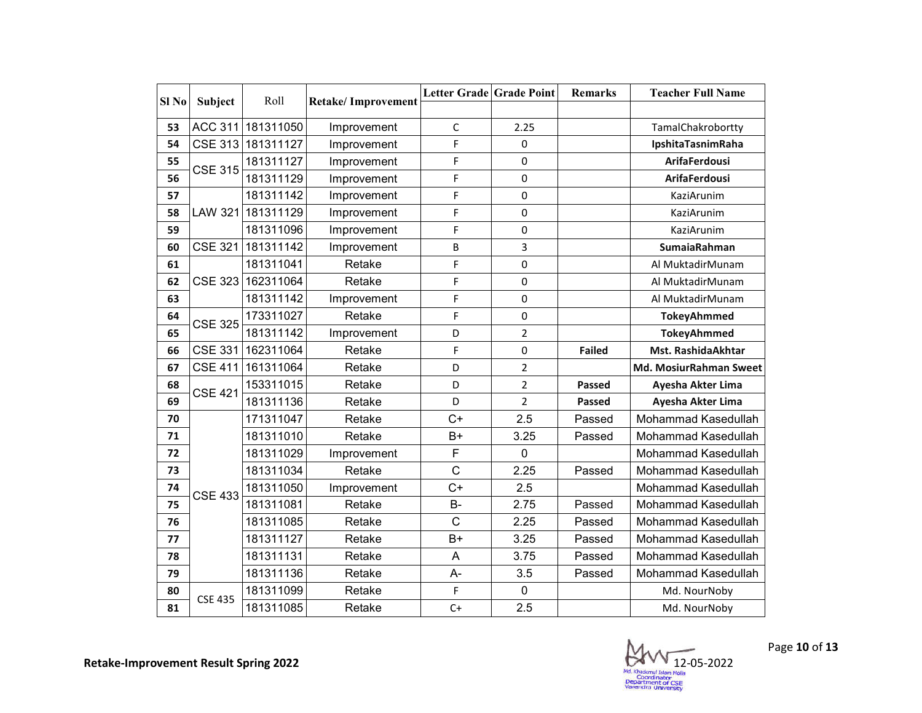| Sl No | Subject | Roll | Retake/ Improvement | Letter Grade | Grade Point | Remarks | Teacher Full Name |
|---|---|---|---|---|---|---|---|
| 53 | ACC 311 | 181311050 | Improvement | C | 2.25 | | TamalChakrobortty |
| 54 | CSE 313 | 181311127 | Improvement | F | 0 | | **IpshitaTasnimRaha** |
| 55 | CSE 315 | 181311127 | Improvement | F | 0 | | **ArifaFerdousi** |
| 56 | | 181311129 | Improvement | F | 0 | | **ArifaFerdousi** |
| 57 | LAW 321 | 181311142 | Improvement | F | 0 | | KaziArunim |
| 58 | | 181311129 | Improvement | F | 0 | | KaziArunim |
| 59 | | 181311096 | Improvement | F | 0 | | KaziArunim |
| 60 | CSE 321 | 181311142 | Improvement | B | 3 | | **SumaiaRahman** |
| 61 | CSE 323 | 181311041 | Retake | F | 0 | | Al MuktadirMunam |
| 62 | | 162311064 | Retake | F | 0 | | Al MuktadirMunam |
| 63 | | 181311142 | Improvement | F | 0 | | Al MuktadirMunam |
| 64 | CSE 325 | 173311027 | Retake | F | 0 | | **TokeyAhmmed** |
| 65 | | 181311142 | Improvement | D | 2 | | **TokeyAhmmed** |
| 66 | CSE 331 | 162311064 | Retake | F | 0 | **Failed** | **Mst. RashidaAkhtar** |
| 67 | CSE 411 | 161311064 | Retake | D | 2 | | **Md. MosiurRahman Sweet** |
| 68 | CSE 421 | 153311015 | Retake | D | 2 | **Passed** | **Ayesha Akter Lima** |
| 69 | | 181311136 | Retake | D | 2 | **Passed** | **Ayesha Akter Lima** |
| 70 | CSE 433 | 171311047 | Retake | C+ | 2.5 | Passed | Mohammad Kasedullah |
| 71 | | 181311010 | Retake | B+ | 3.25 | Passed | Mohammad Kasedullah |
| 72 | | 181311029 | Improvement | F | 0 | | Mohammad Kasedullah |
| 73 | | 181311034 | Retake | C | 2.25 | Passed | Mohammad Kasedullah |
| 74 | | 181311050 | Improvement | C+ | 2.5 | | Mohammad Kasedullah |
| 75 | | 181311081 | Retake | B- | 2.75 | Passed | Mohammad Kasedullah |
| 76 | | 181311085 | Retake | C | 2.25 | Passed | Mohammad Kasedullah |
| 77 | | 181311127 | Retake | B+ | 3.25 | Passed | Mohammad Kasedullah |
| 78 | | 181311131 | Retake | A | 3.75 | Passed | Mohammad Kasedullah |
| 79 | | 181311136 | Retake | A- | 3.5 | Passed | Mohammad Kasedullah |
| 80 | CSE 435 | 181311099 | Retake | F | 0 | | Md. NourNoby |
| 81 | | 181311085 | Retake | C+ | 2.5 | | Md. NourNoby |

**Retake-Improvement Result Spring 2022**

12-05-2022

Md. Khademul Islam Molla
Coordinator
Department of CSE
Varendra University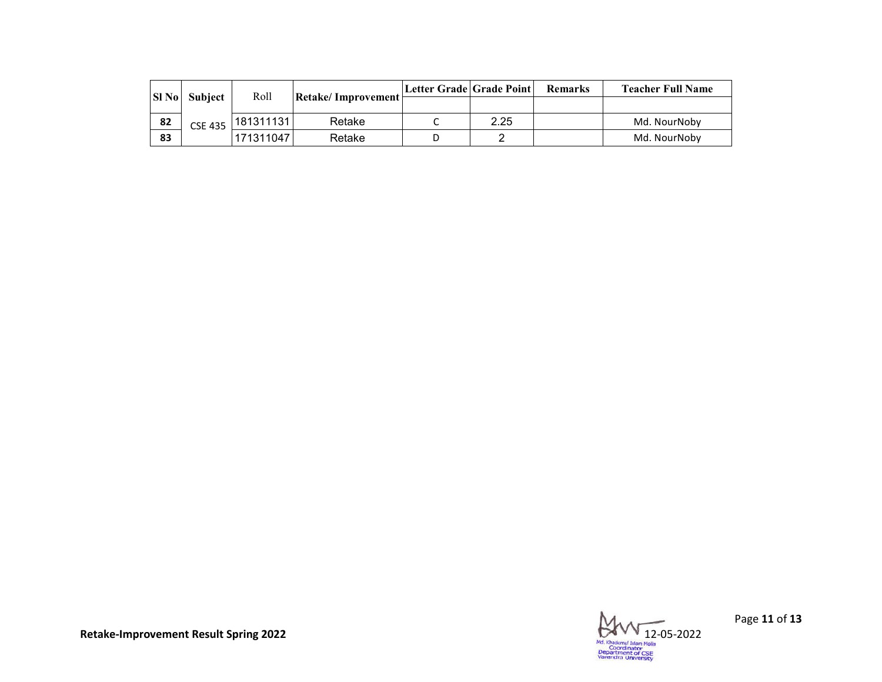| Sl No | Subject | Roll | Retake/ Improvement | Letter Grade | Grade Point | Remarks | Teacher Full Name |
|---|---|---|---|---|---|---|---|
| 82 | CSE 435 | 181311131 | Retake | C | 2.25 | | Md. NourNoby |
| 83 | | 171311047 | Retake | D | 2 | | Md. NourNoby |

Retake-Improvement Result Spring 2022

Md. Khademul Islam Molla
Coordinator
Department of CSE
Varendra University

12-05-2022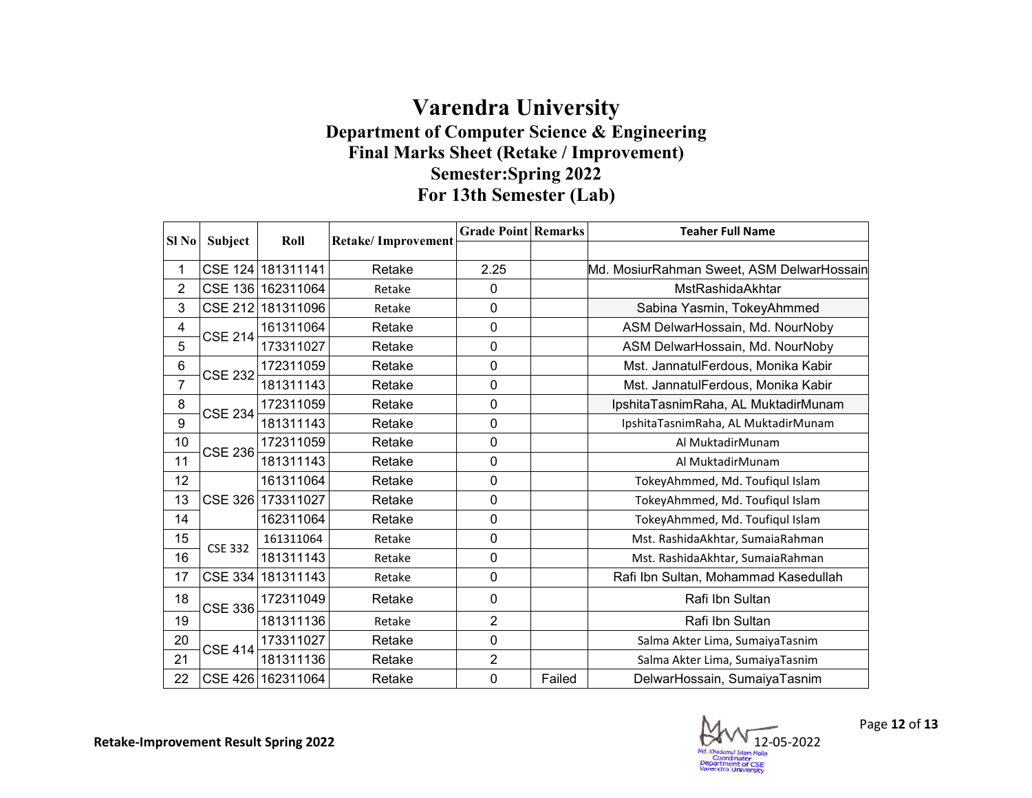# Varendra University

## Department of Computer Science & Engineering

## Final Marks Sheet (Retake / Improvement)

## Semester:Spring 2022

## For 13th Semester (Lab)

| Sl No | Subject | Roll | Retake/ Improvement | Grade Point | Remarks | Teaher Full Name |
|---|---|---|---|---|---|---|
| 1 | CSE 124 | 181311141 | Retake | 2.25 | | Md. MosiurRahman Sweet, ASM DelwarHossain |
| 2 | CSE 136 | 162311064 | Retake | 0 | | MstRashidaAkhtar |
| 3 | CSE 212 | 181311096 | Retake | 0 | | Sabina Yasmin, TokeyAhmmed |
| 4 | CSE 214 | 161311064 | Retake | 0 | | ASM DelwarHossain, Md. NourNoby |
| 5 | | 173311027 | Retake | 0 | | ASM DelwarHossain, Md. NourNoby |
| 6 | CSE 232 | 172311059 | Retake | 0 | | Mst. JannatulFerdous, Monika Kabir |
| 7 | | 181311143 | Retake | 0 | | Mst. JannatulFerdous, Monika Kabir |
| 8 | CSE 234 | 172311059 | Retake | 0 | | IpshitaTasnimRaha, AL MuktadirMunam |
| 9 | | 181311143 | Retake | 0 | | IpshitaTasnimRaha, AL MuktadirMunam |
| 10 | CSE 236 | 172311059 | Retake | 0 | | Al MuktadirMunam |
| 11 | | 181311143 | Retake | 0 | | Al MuktadirMunam |
| 12 | CSE 326 | 161311064 | Retake | 0 | | TokeyAhmmed, Md. Toufiqul Islam |
| 13 | | 173311027 | Retake | 0 | | TokeyAhmmed, Md. Toufiqul Islam |
| 14 | | 162311064 | Retake | 0 | | TokeyAhmmed, Md. Toufiqul Islam |
| 15 | CSE 332 | 161311064 | Retake | 0 | | Mst. RashidaAkhtar, SumaiaRahman |
| 16 | | 181311143 | Retake | 0 | | Mst. RashidaAkhtar, SumaiaRahman |
| 17 | CSE 334 | 181311143 | Retake | 0 | | Rafi Ibn Sultan, Mohammad Kasedullah |
| 18 | CSE 336 | 172311049 | Retake | 0 | | Rafi Ibn Sultan |
| 19 | | 181311136 | Retake | 2 | | Rafi Ibn Sultan |
| 20 | CSE 414 | 173311027 | Retake | 0 | | Salma Akter Lima, SumaiyaTasnim |
| 21 | | 181311136 | Retake | 2 | | Salma Akter Lima, SumaiyaTasnim |
| 22 | CSE 426 | 162311064 | Retake | 0 | Failed | DelwarHossain, SumaiyaTasnim |

**Retake-Improvement Result Spring 2022**

12-05-2022

Md. Khademul Islam Molla
Coordinator
Department of CSE
Varendra University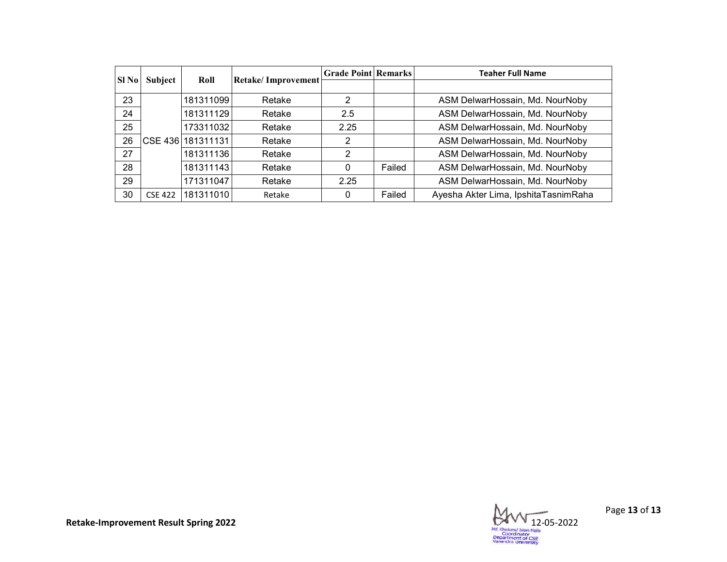| Sl No | Subject | Roll | Retake/ Improvement | Grade Point | Remarks | Teaher Full Name |
|---|---|---|---|---|---|---|
| 23 | CSE 436 | 181311099 | Retake | 2 | | ASM DelwarHossain, Md. NourNoby |
| 24 | | 181311129 | Retake | 2.5 | | ASM DelwarHossain, Md. NourNoby |
| 25 | | 173311032 | Retake | 2.25 | | ASM DelwarHossain, Md. NourNoby |
| 26 | | 181311131 | Retake | 2 | | ASM DelwarHossain, Md. NourNoby |
| 27 | | 181311136 | Retake | 2 | | ASM DelwarHossain, Md. NourNoby |
| 28 | | 181311143 | Retake | 0 | Failed | ASM DelwarHossain, Md. NourNoby |
| 29 | | 171311047 | Retake | 2.25 | | ASM DelwarHossain, Md. NourNoby |
| 30 | CSE 422 | 181311010 | Retake | 0 | Failed | Ayesha Akter Lima, IpshitaTasnimRaha |

**Retake-Improvement Result Spring 2022**

12-05-2022

Md. Khademul Islam Molla
Coordinator
Department of CSE
Varendra University